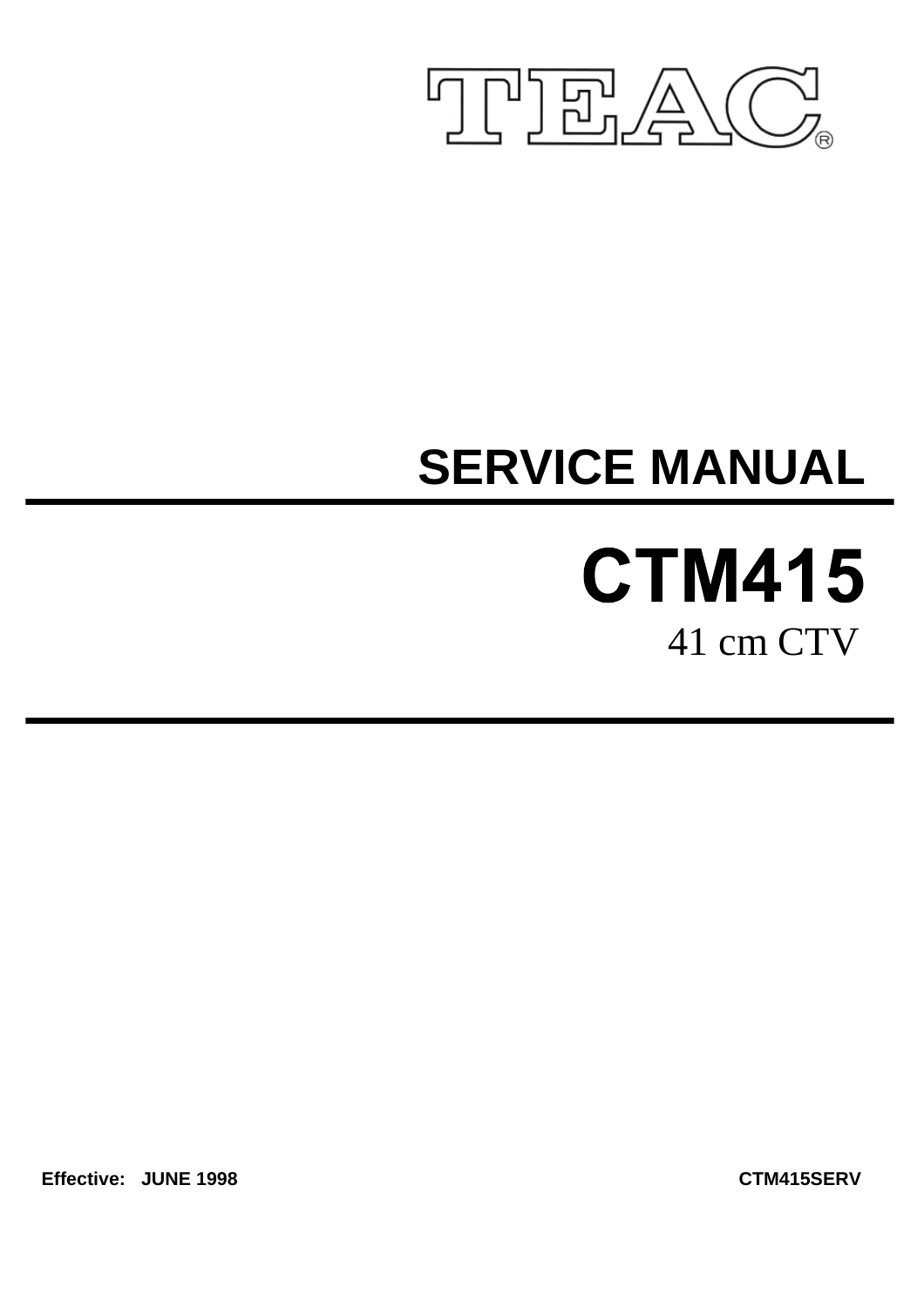TEAC®

# SERVICE MANUAL

# CTM415

41 cm CTV

**Effective: JUNE 1998**

**CTM415SERV**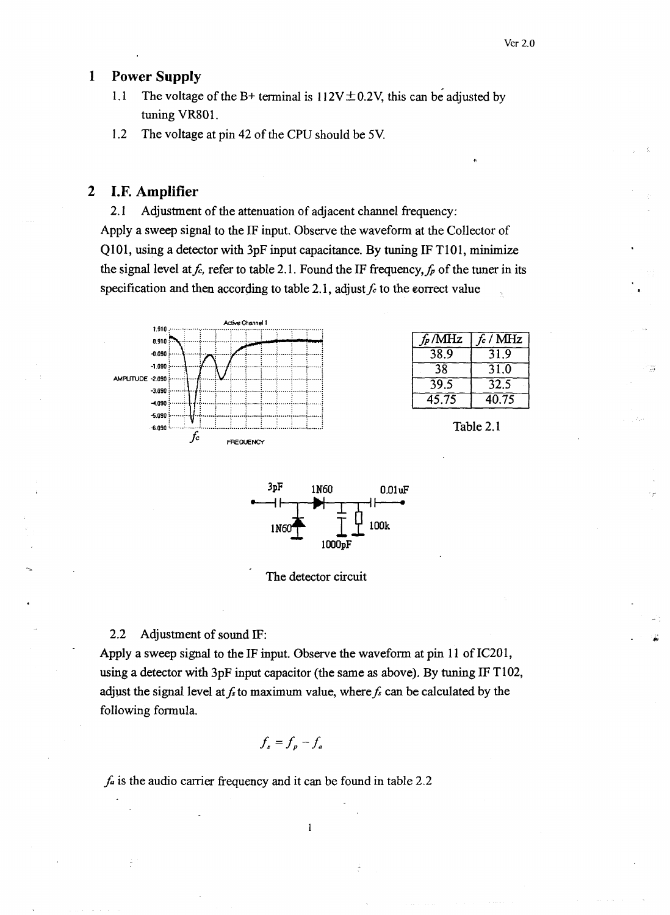## 1 Power Supply

1.1 The voltage of the B+ terminal is 112V±0.2V, this can be adjusted by tuning VR801.

1.2 The voltage at pin 42 of the CPU should be 5V.

## 2 I.F. Amplifier

2.1 Adjustment of the attenuation of adjacent channel frequency:

Apply a sweep signal to the IF input. Observe the waveform at the Collector of Q101, using a detector with 3pF input capacitance. By tuning IF T101, minimize the signal level at $f_c$, refer to table 2.1. Found the IF frequency, $f_p$ of the tuner in its specification and then according to table 2.1, adjust $f_c$ to the correct value

| $f_p$/MHz | $f_c$ / MHz |
|---|---|
| 38.9 | 31.9 |
| 38 | 31.0 |
| 39.5 | 32.5 |
| 45.75 | 40.75 |

Table 2.1

The detector circuit

2.2 Adjustment of sound IF:

Apply a sweep signal to the IF input. Observe the waveform at pin 11 of IC201, using a detector with 3pF input capacitor (the same as above). By tuning IF T102, adjust the signal level at $f_s$ to maximum value, where $f_s$ can be calculated by the following formula.

$$f_s = f_p - f_a$$

$f_a$ is the audio carrier frequency and it can be found in table 2.2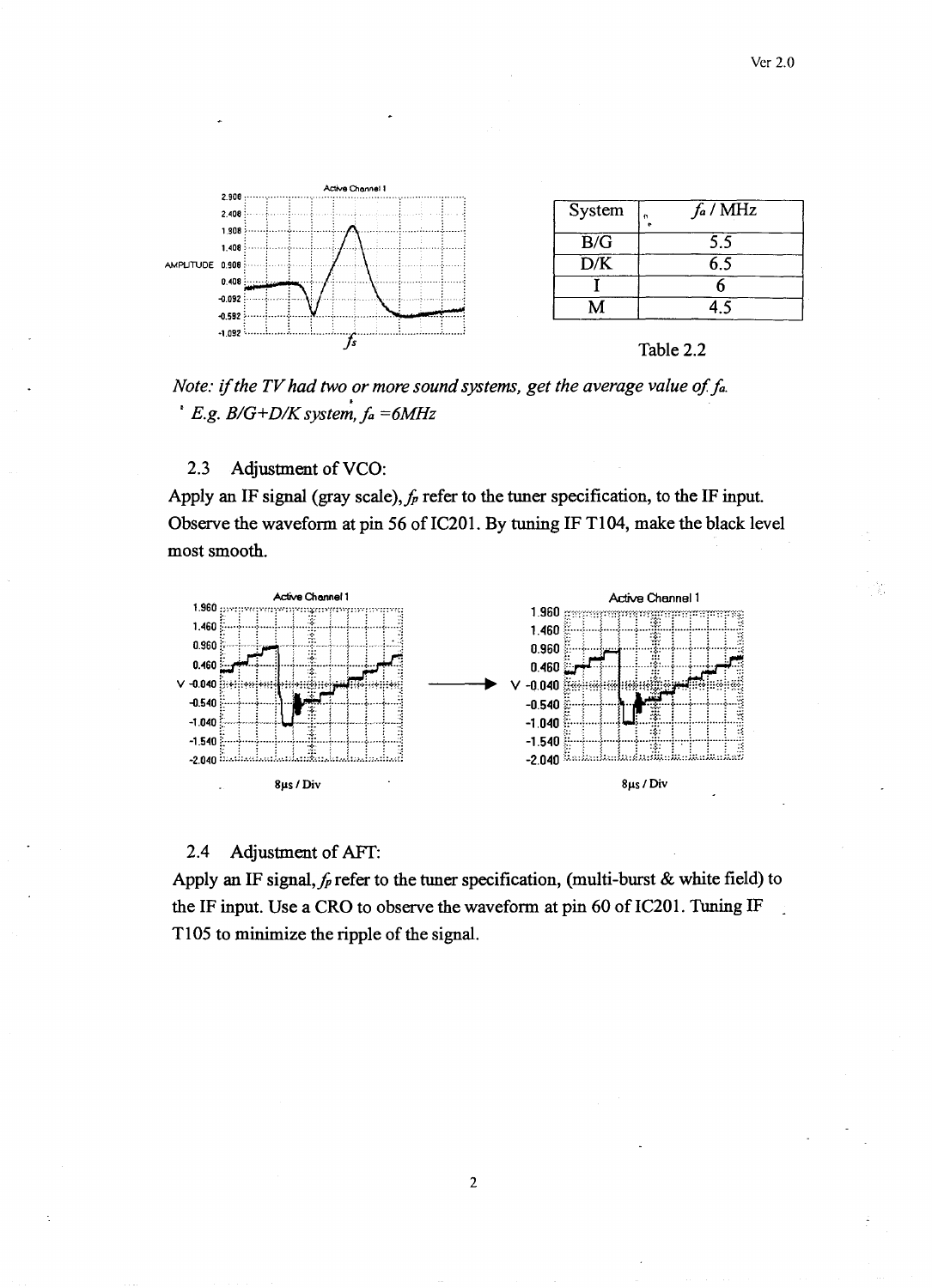| System | $f_a$ / MHz |
|---|---|
| B/G | 5.5 |
| D/K | 6.5 |
| I | 6 |
| M | 4.5 |

Table 2.2

*Note: if the TV had two or more sound systems, get the average value of $f_a$.*
*E.g. B/G+D/K system, $f_a$ =6MHz*

## 2.3 Adjustment of VCO:

Apply an IF signal (gray scale), $f_p$ refer to the tuner specification, to the IF input. Observe the waveform at pin 56 of IC201. By tuning IF T104, make the black level most smooth.

## 2.4 Adjustment of AFT:

Apply an IF signal, $f_p$ refer to the tuner specification, (multi-burst & white field) to the IF input. Use a CRO to observe the waveform at pin 60 of IC201. Tuning IF T105 to minimize the ripple of the signal.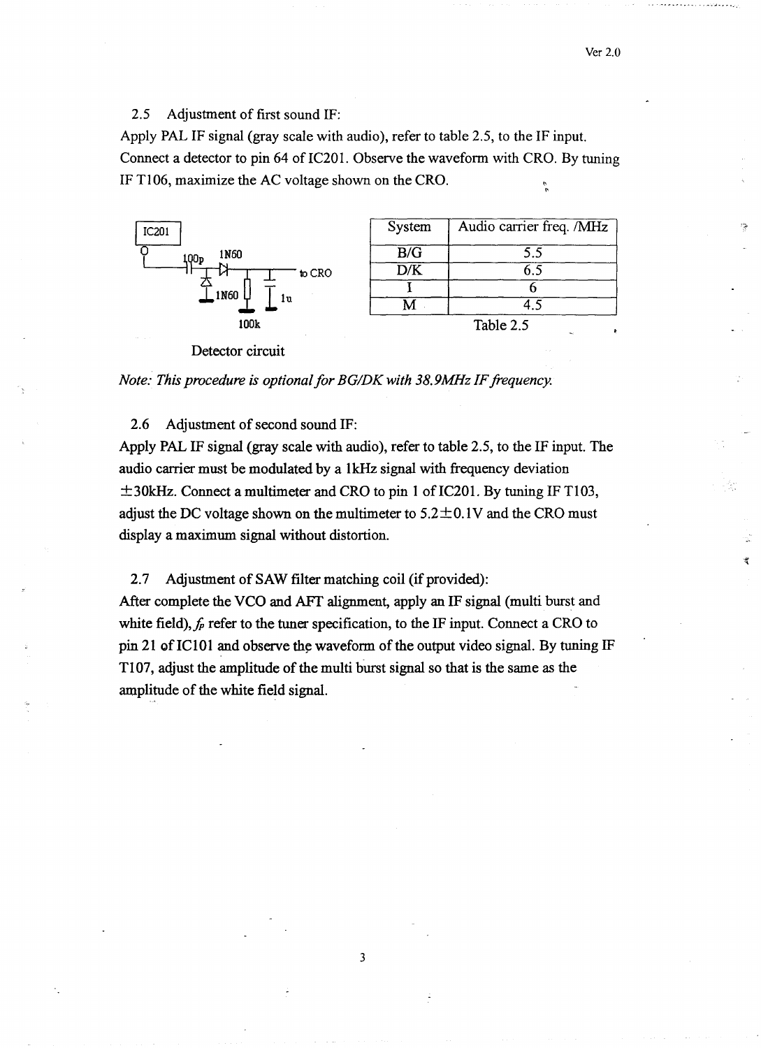## 2.5 Adjustment of first sound IF:

Apply PAL IF signal (gray scale with audio), refer to table 2.5, to the IF input. Connect a detector to pin 64 of IC201. Observe the waveform with CRO. By tuning IF T106, maximize the AC voltage shown on the CRO.

IC201

100p 1N60

to CRO

1N60 1u

100k

Detector circuit

| System | Audio carrier freq. /MHz |
|---|---|
| B/G | 5.5 |
| D/K | 6.5 |
| I | 6 |
| M | 4.5 |

Table 2.5

*Note: This procedure is optional for BG/DK with 38.9MHz IF frequency.*

## 2.6 Adjustment of second sound IF:

Apply PAL IF signal (gray scale with audio), refer to table 2.5, to the IF input. The audio carrier must be modulated by a 1kHz signal with frequency deviation ±30kHz. Connect a multimeter and CRO to pin 1 of IC201. By tuning IF T103, adjust the DC voltage shown on the multimeter to 5.2±0.1V and the CRO must display a maximum signal without distortion.

## 2.7 Adjustment of SAW filter matching coil (if provided):

After complete the VCO and AFT alignment, apply an IF signal (multi burst and white field), $f_p$ refer to the tuner specification, to the IF input. Connect a CRO to pin 21 of IC101 and observe the waveform of the output video signal. By tuning IF T107, adjust the amplitude of the multi burst signal so that is the same as the amplitude of the white field signal.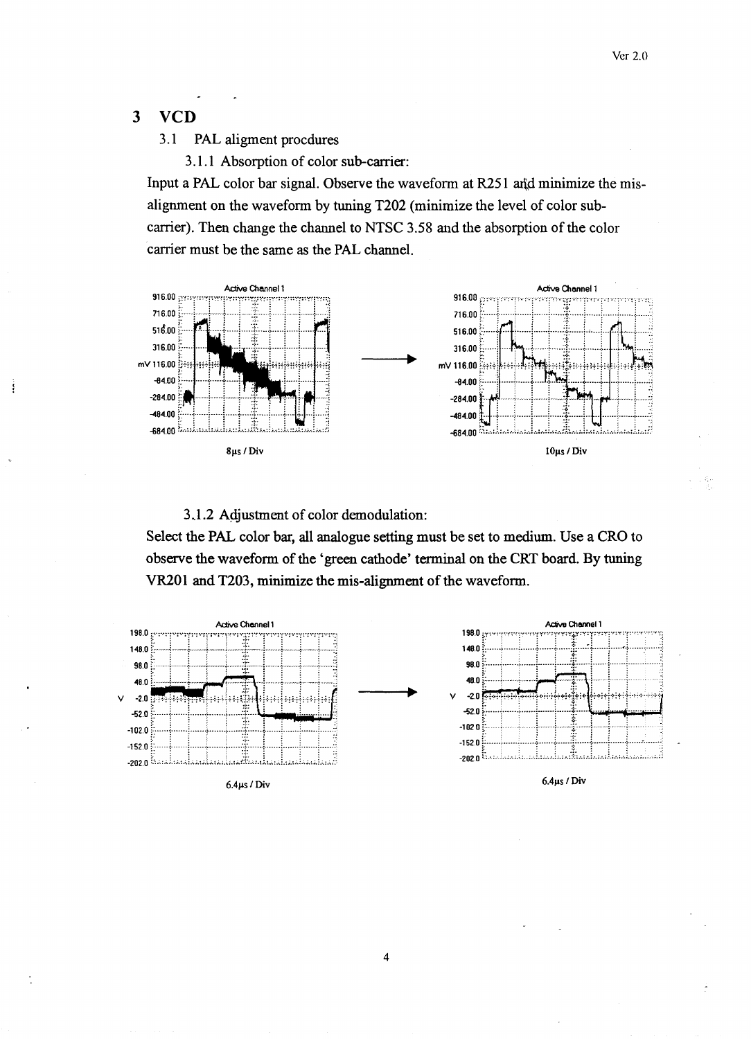# 3 VCD

## 3.1 PAL aligment procdures

### 3.1.1 Absorption of color sub-carrier:

Input a PAL color bar signal. Observe the waveform at R251 and minimize the mis-alignment on the waveform by tuning T202 (minimize the level of color sub-carrier). Then change the channel to NTSC 3.58 and the absorption of the color carrier must be the same as the PAL channel.

Active Channel 1

8μs / Div

Active Channel 1

10μs / Div

### 3.1.2 Adjustment of color demodulation:

Select the PAL color bar, all analogue setting must be set to medium. Use a CRO to observe the waveform of the 'green cathode' terminal on the CRT board. By tuning VR201 and T203, minimize the mis-alignment of the waveform.

Active Channel 1

6.4μs / Div

Active Channel 1

6.4μs / Div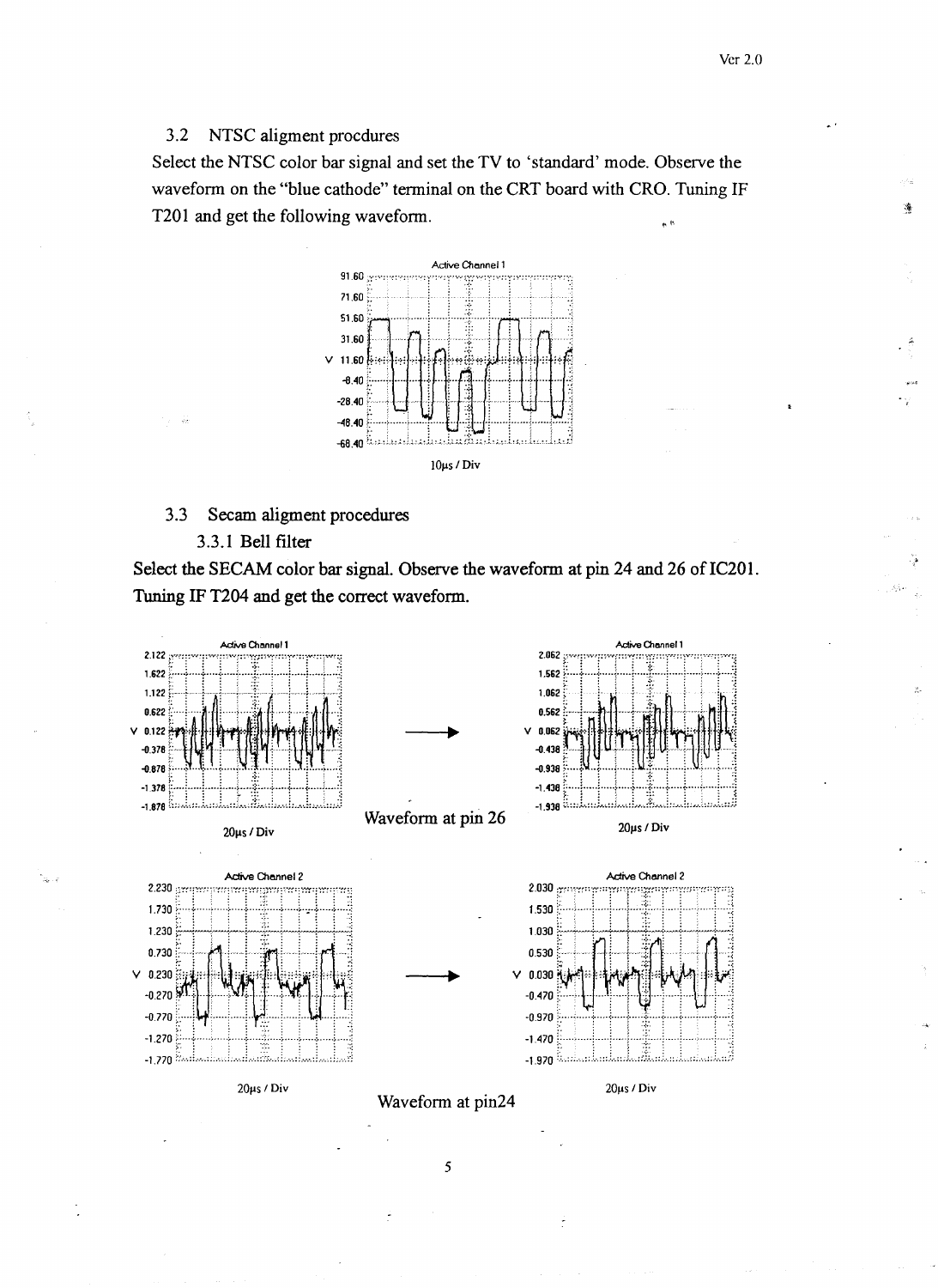## 3.2 NTSC aligment procdures

Select the NTSC color bar signal and set the TV to 'standard' mode. Observe the waveform on the "blue cathode" terminal on the CRT board with CRO. Tuning IF T201 and get the following waveform.

## 3.3 Secam aligment procedures

### 3.3.1 Bell filter

**Select the SECAM color bar signal. Observe the waveform at pin 24 and 26 of IC201. Tuning IF T204 and get the correct waveform.**

Waveform at pin 26

Waveform at pin24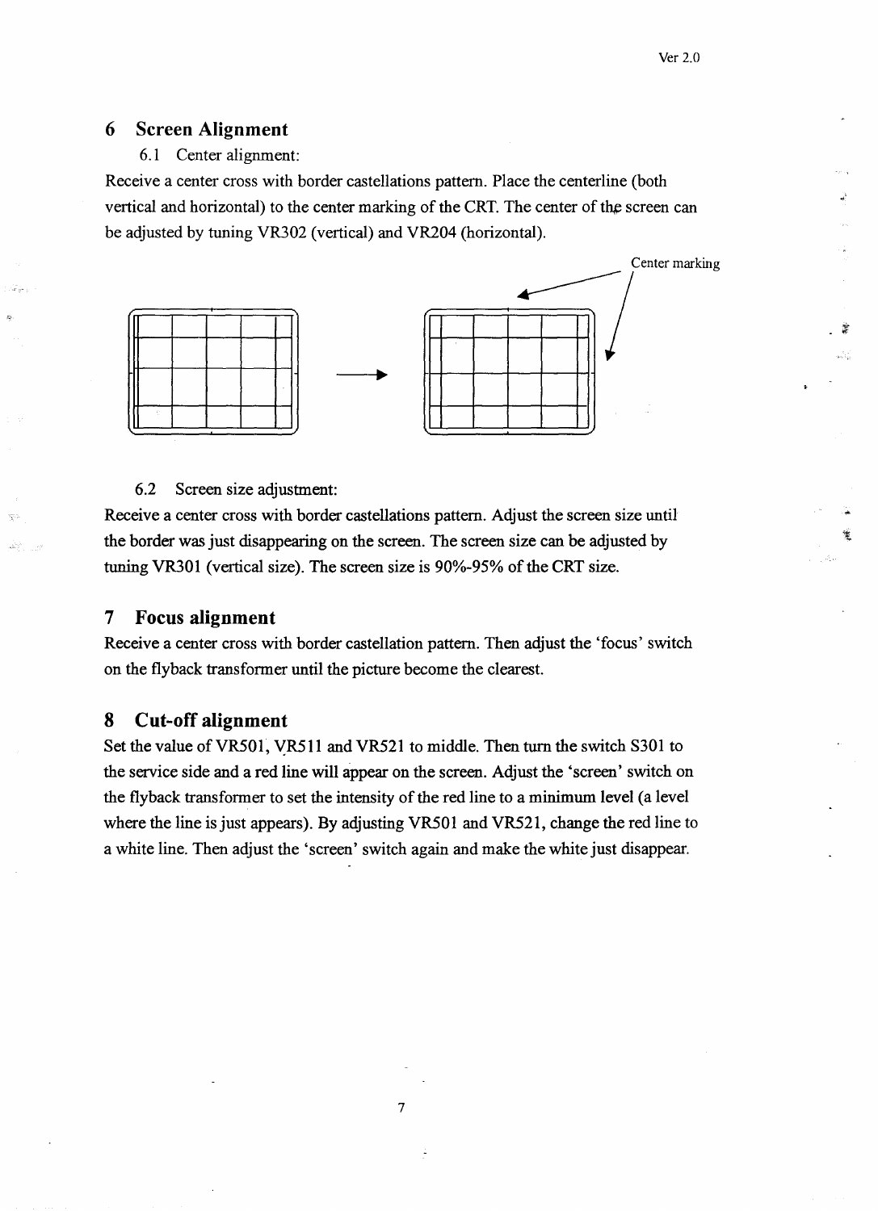# 6 Screen Alignment

## 6.1 Center alignment:

Receive a center cross with border castellations pattern. Place the centerline (both vertical and horizontal) to the center marking of the CRT. The center of the screen can be adjusted by tuning VR302 (vertical) and VR204 (horizontal).

Center marking

## 6.2 Screen size adjustment:

Receive a center cross with border castellations pattern. Adjust the screen size until the border was just disappearing on the screen. The screen size can be adjusted by tuning VR301 (vertical size). The screen size is 90%-95% of the CRT size.

# 7 Focus alignment

Receive a center cross with border castellation pattern. Then adjust the 'focus' switch on the flyback transformer until the picture become the clearest.

# 8 Cut-off alignment

Set the value of VR501, VR511 and VR521 to middle. Then turn the switch S301 to the service side and a red line will appear on the screen. Adjust the 'screen' switch on the flyback transformer to set the intensity of the red line to a minimum level (a level where the line is just appears). By adjusting VR501 and VR521, change the red line to a white line. Then adjust the 'screen' switch again and make the white just disappear.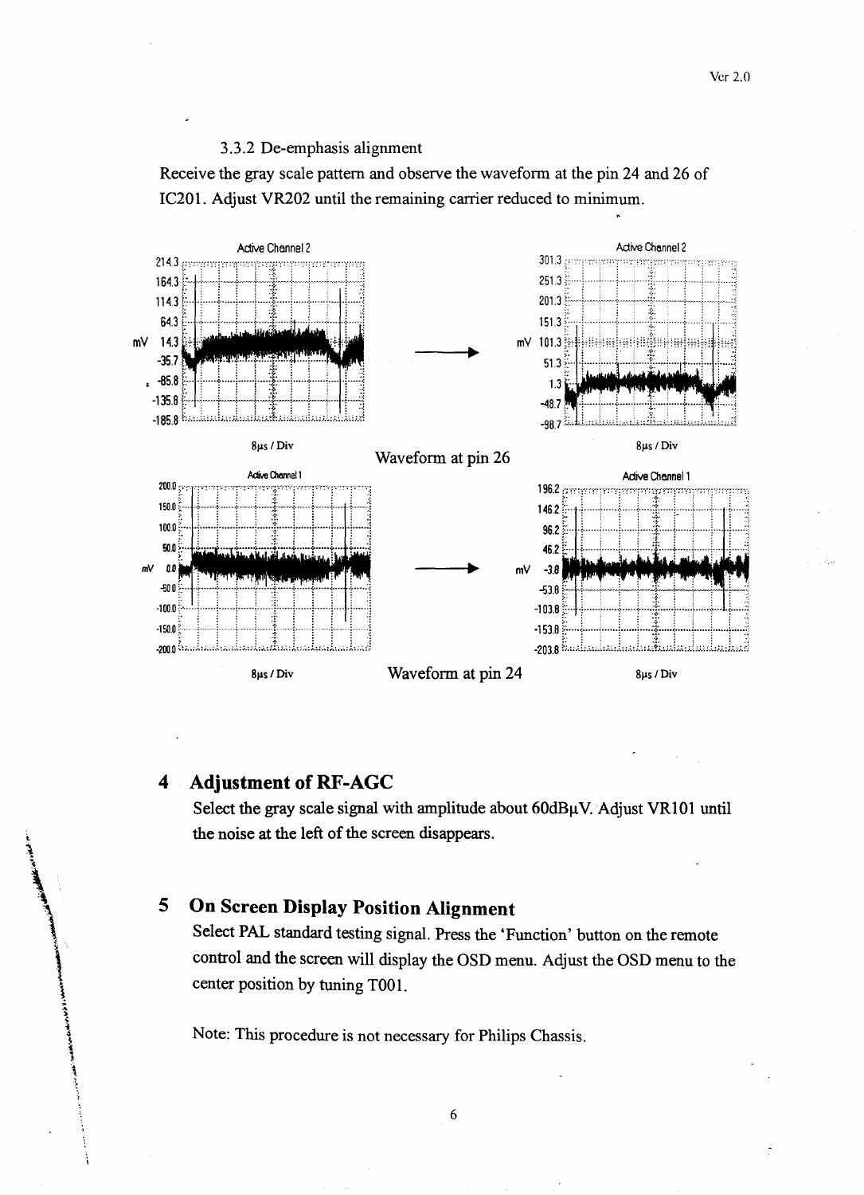### 3.3.2 De-emphasis alignment

Receive the gray scale pattern and observe the waveform at the pin 24 and 26 of IC201. Adjust VR202 until the remaining carrier reduced to minimum.

Waveform at pin 26

Waveform at pin 24

## 4 Adjustment of RF-AGC

Select the gray scale signal with amplitude about 60dBμV. Adjust VR101 until the noise at the left of the screen disappears.

## 5 On Screen Display Position Alignment

Select PAL standard testing signal. Press the 'Function' button on the remote control and the screen will display the OSD menu. Adjust the OSD menu to the center position by tuning T001.

Note: This procedure is not necessary for Philips Chassis.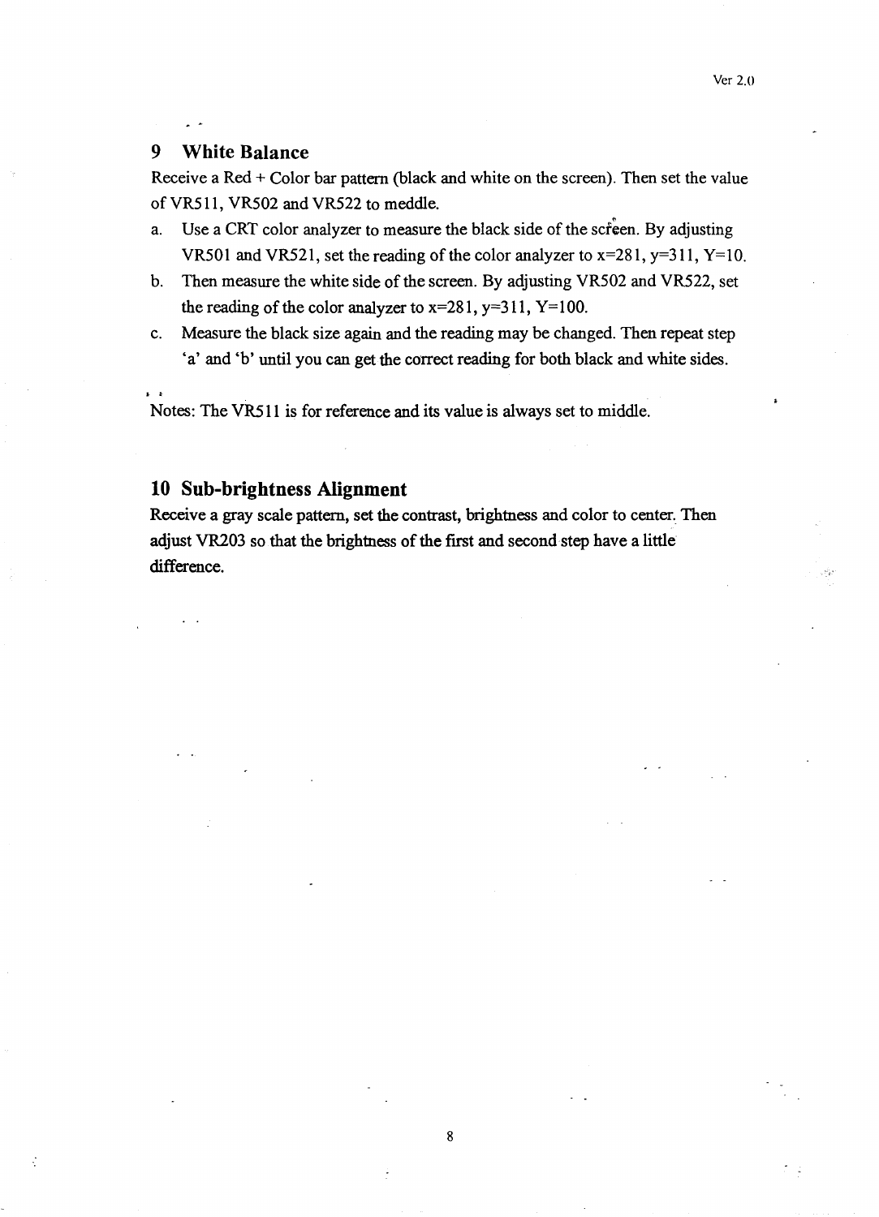## 9 White Balance

Receive a Red + Color bar pattern (black and white on the screen). Then set the value of VR511, VR502 and VR522 to meddle.

a. Use a CRT color analyzer to measure the black side of the screen. By adjusting VR501 and VR521, set the reading of the color analyzer to x=281, y=311, Y=10.
b. Then measure the white side of the screen. By adjusting VR502 and VR522, set the reading of the color analyzer to x=281, y=311, Y=100.
c. Measure the black size again and the reading may be changed. Then repeat step 'a' and 'b' until you can get the correct reading for both black and white sides.

Notes: The VR511 is for reference and its value is always set to middle.

## 10 Sub-brightness Alignment

Receive a gray scale pattern, set the contrast, brightness and color to center. Then adjust VR203 so that the brightness of the first and second step have a little difference.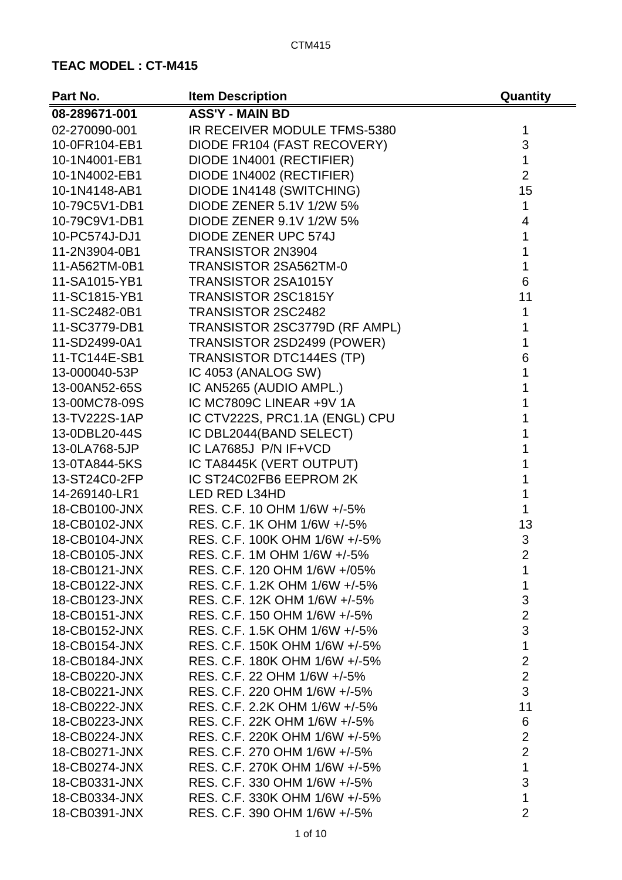**TEAC MODEL : CT-M415**

| Part No. | Item Description | Quantity |
|---|---|---|
| **08-289671-001** | **ASS'Y - MAIN BD** | |
| 02-270090-001 | IR RECEIVER MODULE TFMS-5380 | 1 |
| 10-0FR104-EB1 | DIODE FR104 (FAST RECOVERY) | 3 |
| 10-1N4001-EB1 | DIODE 1N4001 (RECTIFIER) | 1 |
| 10-1N4002-EB1 | DIODE 1N4002 (RECTIFIER) | 2 |
| 10-1N4148-AB1 | DIODE 1N4148 (SWITCHING) | 15 |
| 10-79C5V1-DB1 | DIODE ZENER 5.1V 1/2W 5% | 1 |
| 10-79C9V1-DB1 | DIODE ZENER 9.1V 1/2W 5% | 4 |
| 10-PC574J-DJ1 | DIODE ZENER UPC 574J | 1 |
| 11-2N3904-0B1 | TRANSISTOR 2N3904 | 1 |
| 11-A562TM-0B1 | TRANSISTOR 2SA562TM-0 | 1 |
| 11-SA1015-YB1 | TRANSISTOR 2SA1015Y | 6 |
| 11-SC1815-YB1 | TRANSISTOR 2SC1815Y | 11 |
| 11-SC2482-0B1 | TRANSISTOR 2SC2482 | 1 |
| 11-SC3779-DB1 | TRANSISTOR 2SC3779D (RF AMPL) | 1 |
| 11-SD2499-0A1 | TRANSISTOR 2SD2499 (POWER) | 1 |
| 11-TC144E-SB1 | TRANSISTOR DTC144ES (TP) | 6 |
| 13-000040-53P | IC 4053 (ANALOG SW) | 1 |
| 13-00AN52-65S | IC AN5265 (AUDIO AMPL.) | 1 |
| 13-00MC78-09S | IC MC7809C LINEAR +9V 1A | 1 |
| 13-TV222S-1AP | IC CTV222S, PRC1.1A (ENGL) CPU | 1 |
| 13-0DBL20-44S | IC DBL2044(BAND SELECT) | 1 |
| 13-0LA768-5JP | IC LA7685J P/N IF+VCD | 1 |
| 13-0TA844-5KS | IC TA8445K (VERT OUTPUT) | 1 |
| 13-ST24C0-2FP | IC ST24C02FB6 EEPROM 2K | 1 |
| 14-269140-LR1 | LED RED L34HD | 1 |
| 18-CB0100-JNX | RES. C.F. 10 OHM 1/6W +/-5% | 1 |
| 18-CB0102-JNX | RES. C.F. 1K OHM 1/6W +/-5% | 13 |
| 18-CB0104-JNX | RES. C.F. 100K OHM 1/6W +/-5% | 3 |
| 18-CB0105-JNX | RES. C.F. 1M OHM 1/6W +/-5% | 2 |
| 18-CB0121-JNX | RES. C.F. 120 OHM 1/6W +/05% | 1 |
| 18-CB0122-JNX | RES. C.F. 1.2K OHM 1/6W +/-5% | 1 |
| 18-CB0123-JNX | RES. C.F. 12K OHM 1/6W +/-5% | 3 |
| 18-CB0151-JNX | RES. C.F. 150 OHM 1/6W +/-5% | 2 |
| 18-CB0152-JNX | RES. C.F. 1.5K OHM 1/6W +/-5% | 3 |
| 18-CB0154-JNX | RES. C.F. 150K OHM 1/6W +/-5% | 1 |
| 18-CB0184-JNX | RES. C.F. 180K OHM 1/6W +/-5% | 2 |
| 18-CB0220-JNX | RES. C.F. 22 OHM 1/6W +/-5% | 2 |
| 18-CB0221-JNX | RES. C.F. 220 OHM 1/6W +/-5% | 3 |
| 18-CB0222-JNX | RES. C.F. 2.2K OHM 1/6W +/-5% | 11 |
| 18-CB0223-JNX | RES. C.F. 22K OHM 1/6W +/-5% | 6 |
| 18-CB0224-JNX | RES. C.F. 220K OHM 1/6W +/-5% | 2 |
| 18-CB0271-JNX | RES. C.F. 270 OHM 1/6W +/-5% | 2 |
| 18-CB0274-JNX | RES. C.F. 270K OHM 1/6W +/-5% | 1 |
| 18-CB0331-JNX | RES. C.F. 330 OHM 1/6W +/-5% | 3 |
| 18-CB0334-JNX | RES. C.F. 330K OHM 1/6W +/-5% | 1 |
| 18-CB0391-JNX | RES. C.F. 390 OHM 1/6W +/-5% | 2 |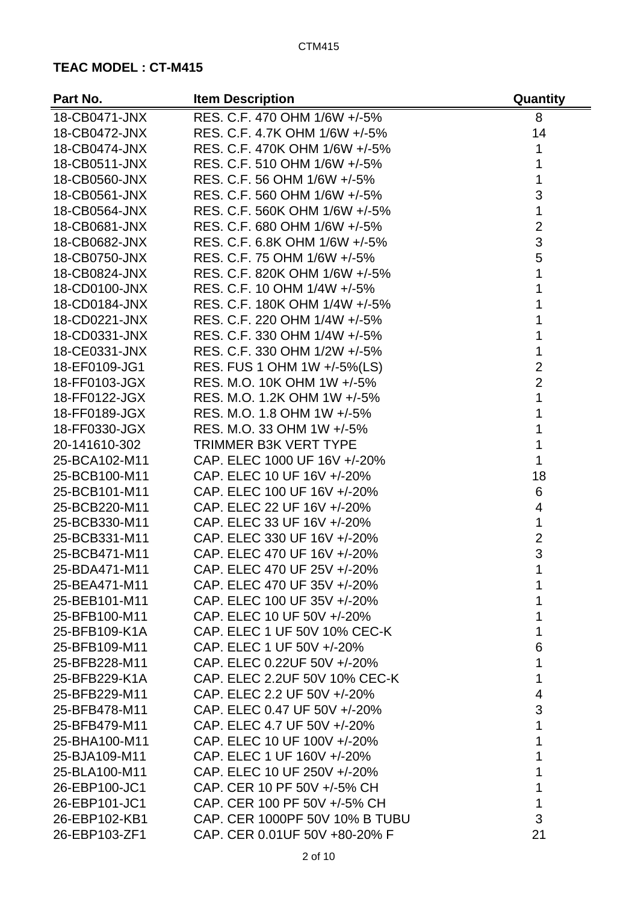**TEAC MODEL : CT-M415**

| Part No. | Item Description | Quantity |
|---|---|---|
| 18-CB0471-JNX | RES. C.F. 470 OHM 1/6W +/-5% | 8 |
| 18-CB0472-JNX | RES. C.F. 4.7K OHM 1/6W +/-5% | 14 |
| 18-CB0474-JNX | RES. C.F. 470K OHM 1/6W +/-5% | 1 |
| 18-CB0511-JNX | RES. C.F. 510 OHM 1/6W +/-5% | 1 |
| 18-CB0560-JNX | RES. C.F. 56 OHM 1/6W +/-5% | 1 |
| 18-CB0561-JNX | RES. C.F. 560 OHM 1/6W +/-5% | 3 |
| 18-CB0564-JNX | RES. C.F. 560K OHM 1/6W +/-5% | 1 |
| 18-CB0681-JNX | RES. C.F. 680 OHM 1/6W +/-5% | 2 |
| 18-CB0682-JNX | RES. C.F. 6.8K OHM 1/6W +/-5% | 3 |
| 18-CB0750-JNX | RES. C.F. 75 OHM 1/6W +/-5% | 5 |
| 18-CB0824-JNX | RES. C.F. 820K OHM 1/6W +/-5% | 1 |
| 18-CD0100-JNX | RES. C.F. 10 OHM 1/4W +/-5% | 1 |
| 18-CD0184-JNX | RES. C.F. 180K OHM 1/4W +/-5% | 1 |
| 18-CD0221-JNX | RES. C.F. 220 OHM 1/4W +/-5% | 1 |
| 18-CD0331-JNX | RES. C.F. 330 OHM 1/4W +/-5% | 1 |
| 18-CE0331-JNX | RES. C.F. 330 OHM 1/2W +/-5% | 1 |
| 18-EF0109-JG1 | RES. FUS 1 OHM 1W +/-5%(LS) | 2 |
| 18-FF0103-JGX | RES. M.O. 10K OHM 1W +/-5% | 2 |
| 18-FF0122-JGX | RES. M.O. 1.2K OHM 1W +/-5% | 1 |
| 18-FF0189-JGX | RES. M.O. 1.8 OHM 1W +/-5% | 1 |
| 18-FF0330-JGX | RES. M.O. 33 OHM 1W +/-5% | 1 |
| 20-141610-302 | TRIMMER B3K VERT TYPE | 1 |
| 25-BCA102-M11 | CAP. ELEC 1000 UF 16V +/-20% | 1 |
| 25-BCB100-M11 | CAP. ELEC 10 UF 16V +/-20% | 18 |
| 25-BCB101-M11 | CAP. ELEC 100 UF 16V +/-20% | 6 |
| 25-BCB220-M11 | CAP. ELEC 22 UF 16V +/-20% | 4 |
| 25-BCB330-M11 | CAP. ELEC 33 UF 16V +/-20% | 1 |
| 25-BCB331-M11 | CAP. ELEC 330 UF 16V +/-20% | 2 |
| 25-BCB471-M11 | CAP. ELEC 470 UF 16V +/-20% | 3 |
| 25-BDA471-M11 | CAP. ELEC 470 UF 25V +/-20% | 1 |
| 25-BEA471-M11 | CAP. ELEC 470 UF 35V +/-20% | 1 |
| 25-BEB101-M11 | CAP. ELEC 100 UF 35V +/-20% | 1 |
| 25-BFB100-M11 | CAP. ELEC 10 UF 50V +/-20% | 1 |
| 25-BFB109-K1A | CAP. ELEC 1 UF 50V 10% CEC-K | 1 |
| 25-BFB109-M11 | CAP. ELEC 1 UF 50V +/-20% | 6 |
| 25-BFB228-M11 | CAP. ELEC 0.22UF 50V +/-20% | 1 |
| 25-BFB229-K1A | CAP. ELEC 2.2UF 50V 10% CEC-K | 1 |
| 25-BFB229-M11 | CAP. ELEC 2.2 UF 50V +/-20% | 4 |
| 25-BFB478-M11 | CAP. ELEC 0.47 UF 50V +/-20% | 3 |
| 25-BFB479-M11 | CAP. ELEC 4.7 UF 50V +/-20% | 1 |
| 25-BHA100-M11 | CAP. ELEC 10 UF 100V +/-20% | 1 |
| 25-BJA109-M11 | CAP. ELEC 1 UF 160V +/-20% | 1 |
| 25-BLA100-M11 | CAP. ELEC 10 UF 250V +/-20% | 1 |
| 26-EBP100-JC1 | CAP. CER 10 PF 50V +/-5% CH | 1 |
| 26-EBP101-JC1 | CAP. CER 100 PF 50V +/-5% CH | 1 |
| 26-EBP102-KB1 | CAP. CER 1000PF 50V 10% B TUBU | 3 |
| 26-EBP103-ZF1 | CAP. CER 0.01UF 50V +80-20% F | 21 |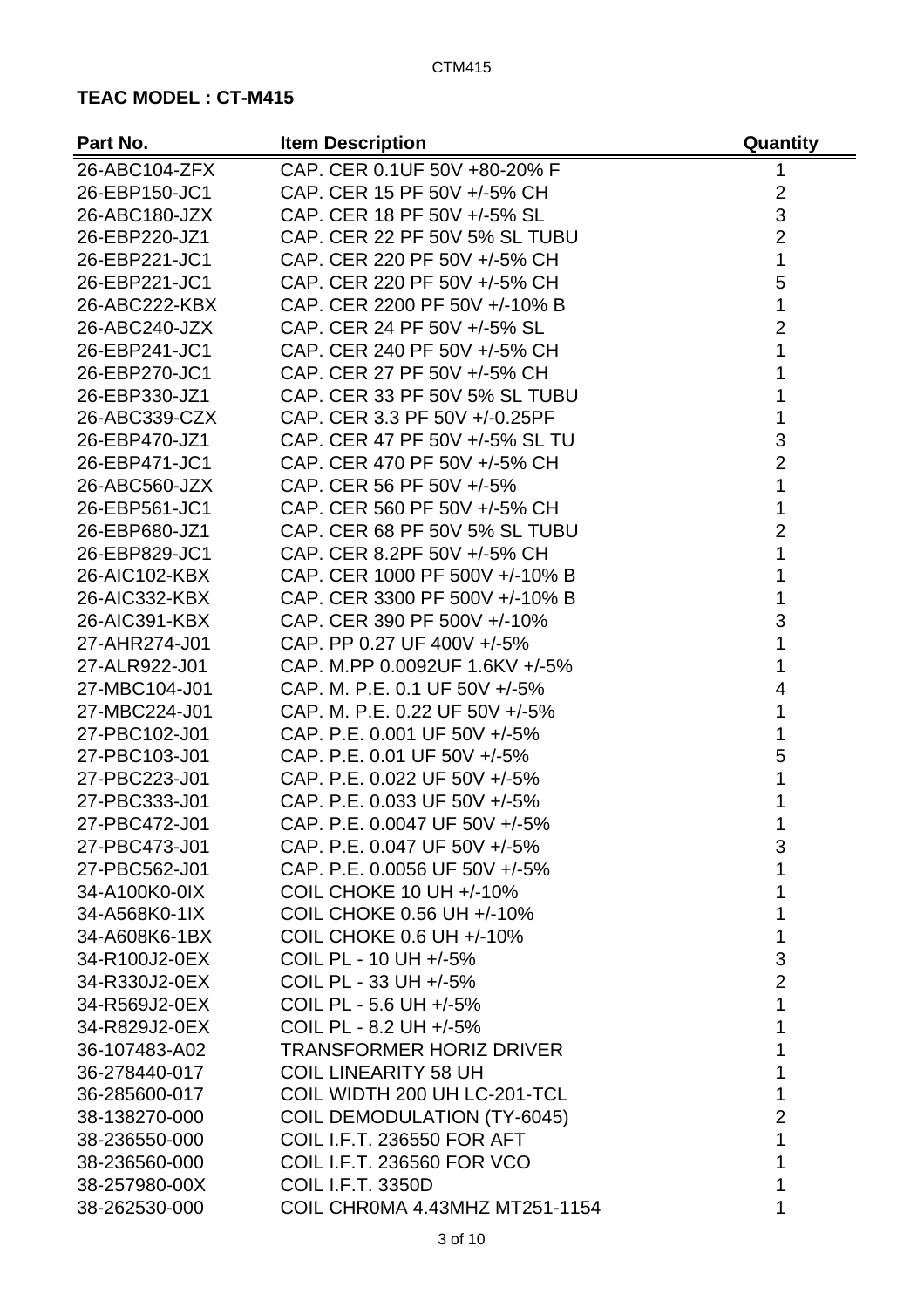**TEAC MODEL : CT-M415**

| Part No. | Item Description | Quantity |
|---|---|---|
| 26-ABC104-ZFX | CAP. CER 0.1UF 50V +80-20% F | 1 |
| 26-EBP150-JC1 | CAP. CER 15 PF 50V +/-5% CH | 2 |
| 26-ABC180-JZX | CAP. CER 18 PF 50V +/-5% SL | 3 |
| 26-EBP220-JZ1 | CAP. CER 22 PF 50V 5% SL TUBU | 2 |
| 26-EBP221-JC1 | CAP. CER 220 PF 50V +/-5% CH | 1 |
| 26-EBP221-JC1 | CAP. CER 220 PF 50V +/-5% CH | 5 |
| 26-ABC222-KBX | CAP. CER 2200 PF 50V +/-10% B | 1 |
| 26-ABC240-JZX | CAP. CER 24 PF 50V +/-5% SL | 2 |
| 26-EBP241-JC1 | CAP. CER 240 PF 50V +/-5% CH | 1 |
| 26-EBP270-JC1 | CAP. CER 27 PF 50V +/-5% CH | 1 |
| 26-EBP330-JZ1 | CAP. CER 33 PF 50V 5% SL TUBU | 1 |
| 26-ABC339-CZX | CAP. CER 3.3 PF 50V +/-0.25PF | 1 |
| 26-EBP470-JZ1 | CAP. CER 47 PF 50V +/-5% SL TU | 3 |
| 26-EBP471-JC1 | CAP. CER 470 PF 50V +/-5% CH | 2 |
| 26-ABC560-JZX | CAP. CER 56 PF 50V +/-5% | 1 |
| 26-EBP561-JC1 | CAP. CER 560 PF 50V +/-5% CH | 1 |
| 26-EBP680-JZ1 | CAP. CER 68 PF 50V 5% SL TUBU | 2 |
| 26-EBP829-JC1 | CAP. CER 8.2PF 50V +/-5% CH | 1 |
| 26-AIC102-KBX | CAP. CER 1000 PF 500V +/-10% B | 1 |
| 26-AIC332-KBX | CAP. CER 3300 PF 500V +/-10% B | 1 |
| 26-AIC391-KBX | CAP. CER 390 PF 500V +/-10% | 3 |
| 27-AHR274-J01 | CAP. PP 0.27 UF 400V +/-5% | 1 |
| 27-ALR922-J01 | CAP. M.PP 0.0092UF 1.6KV +/-5% | 1 |
| 27-MBC104-J01 | CAP. M. P.E. 0.1 UF 50V +/-5% | 4 |
| 27-MBC224-J01 | CAP. M. P.E. 0.22 UF 50V +/-5% | 1 |
| 27-PBC102-J01 | CAP. P.E. 0.001 UF 50V +/-5% | 1 |
| 27-PBC103-J01 | CAP. P.E. 0.01 UF 50V +/-5% | 5 |
| 27-PBC223-J01 | CAP. P.E. 0.022 UF 50V +/-5% | 1 |
| 27-PBC333-J01 | CAP. P.E. 0.033 UF 50V +/-5% | 1 |
| 27-PBC472-J01 | CAP. P.E. 0.0047 UF 50V +/-5% | 1 |
| 27-PBC473-J01 | CAP. P.E. 0.047 UF 50V +/-5% | 3 |
| 27-PBC562-J01 | CAP. P.E. 0.0056 UF 50V +/-5% | 1 |
| 34-A100K0-0IX | COIL CHOKE 10 UH +/-10% | 1 |
| 34-A568K0-1IX | COIL CHOKE 0.56 UH +/-10% | 1 |
| 34-A608K6-1BX | COIL CHOKE 0.6 UH +/-10% | 1 |
| 34-R100J2-0EX | COIL PL - 10 UH +/-5% | 3 |
| 34-R330J2-0EX | COIL PL - 33 UH +/-5% | 2 |
| 34-R569J2-0EX | COIL PL - 5.6 UH +/-5% | 1 |
| 34-R829J2-0EX | COIL PL - 8.2 UH +/-5% | 1 |
| 36-107483-A02 | TRANSFORMER HORIZ DRIVER | 1 |
| 36-278440-017 | COIL LINEARITY 58 UH | 1 |
| 36-285600-017 | COIL WIDTH 200 UH LC-201-TCL | 1 |
| 38-138270-000 | COIL DEMODULATION (TY-6045) | 2 |
| 38-236550-000 | COIL I.F.T. 236550 FOR AFT | 1 |
| 38-236560-000 | COIL I.F.T. 236560 FOR VCO | 1 |
| 38-257980-00X | COIL I.F.T. 3350D | 1 |
| 38-262530-000 | COIL CHR0MA 4.43MHZ MT251-1154 | 1 |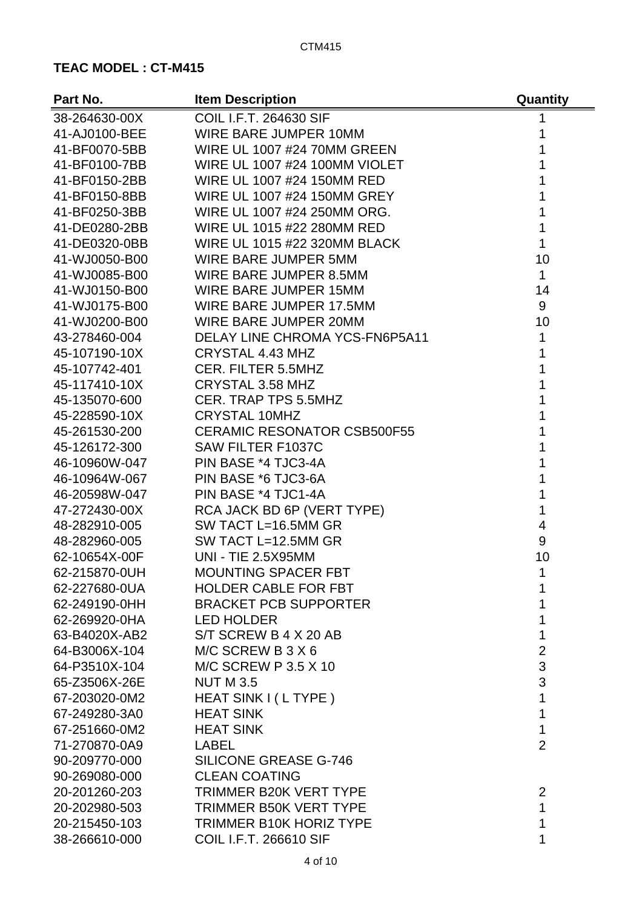**TEAC MODEL : CT-M415**

| Part No. | Item Description | Quantity |
|---|---|---|
| 38-264630-00X | COIL I.F.T. 264630 SIF | 1 |
| 41-AJ0100-BEE | WIRE BARE JUMPER 10MM | 1 |
| 41-BF0070-5BB | WIRE UL 1007 #24 70MM GREEN | 1 |
| 41-BF0100-7BB | WIRE UL 1007 #24 100MM VIOLET | 1 |
| 41-BF0150-2BB | WIRE UL 1007 #24 150MM RED | 1 |
| 41-BF0150-8BB | WIRE UL 1007 #24 150MM GREY | 1 |
| 41-BF0250-3BB | WIRE UL 1007 #24 250MM ORG. | 1 |
| 41-DE0280-2BB | WIRE UL 1015 #22 280MM RED | 1 |
| 41-DE0320-0BB | WIRE UL 1015 #22 320MM BLACK | 1 |
| 41-WJ0050-B00 | WIRE BARE JUMPER 5MM | 10 |
| 41-WJ0085-B00 | WIRE BARE JUMPER 8.5MM | 1 |
| 41-WJ0150-B00 | WIRE BARE JUMPER 15MM | 14 |
| 41-WJ0175-B00 | WIRE BARE JUMPER 17.5MM | 9 |
| 41-WJ0200-B00 | WIRE BARE JUMPER 20MM | 10 |
| 43-278460-004 | DELAY LINE CHROMA YCS-FN6P5A11 | 1 |
| 45-107190-10X | CRYSTAL 4.43 MHZ | 1 |
| 45-107742-401 | CER. FILTER 5.5MHZ | 1 |
| 45-117410-10X | CRYSTAL 3.58 MHZ | 1 |
| 45-135070-600 | CER. TRAP TPS 5.5MHZ | 1 |
| 45-228590-10X | CRYSTAL 10MHZ | 1 |
| 45-261530-200 | CERAMIC RESONATOR CSB500F55 | 1 |
| 45-126172-300 | SAW FILTER F1037C | 1 |
| 46-10960W-047 | PIN BASE *4 TJC3-4A | 1 |
| 46-10964W-067 | PIN BASE *6 TJC3-6A | 1 |
| 46-20598W-047 | PIN BASE *4 TJC1-4A | 1 |
| 47-272430-00X | RCA JACK BD 6P (VERT TYPE) | 1 |
| 48-282910-005 | SW TACT L=16.5MM GR | 4 |
| 48-282960-005 | SW TACT L=12.5MM GR | 9 |
| 62-10654X-00F | UNI - TIE 2.5X95MM | 10 |
| 62-215870-0UH | MOUNTING SPACER FBT | 1 |
| 62-227680-0UA | HOLDER CABLE FOR FBT | 1 |
| 62-249190-0HH | BRACKET PCB SUPPORTER | 1 |
| 62-269920-0HA | LED HOLDER | 1 |
| 63-B4020X-AB2 | S/T SCREW B 4 X 20 AB | 1 |
| 64-B3006X-104 | M/C SCREW B 3 X 6 | 2 |
| 64-P3510X-104 | M/C SCREW P 3.5 X 10 | 3 |
| 65-Z3506X-26E | NUT M 3.5 | 3 |
| 67-203020-0M2 | HEAT SINK I ( L TYPE ) | 1 |
| 67-249280-3A0 | HEAT SINK | 1 |
| 67-251660-0M2 | HEAT SINK | 1 |
| 71-270870-0A9 | LABEL | 2 |
| 90-209770-000 | SILICONE GREASE G-746 | |
| 90-269080-000 | CLEAN COATING | |
| 20-201260-203 | TRIMMER B20K VERT TYPE | 2 |
| 20-202980-503 | TRIMMER B50K VERT TYPE | 1 |
| 20-215450-103 | TRIMMER B10K HORIZ TYPE | 1 |
| 38-266610-000 | COIL I.F.T. 266610 SIF | 1 |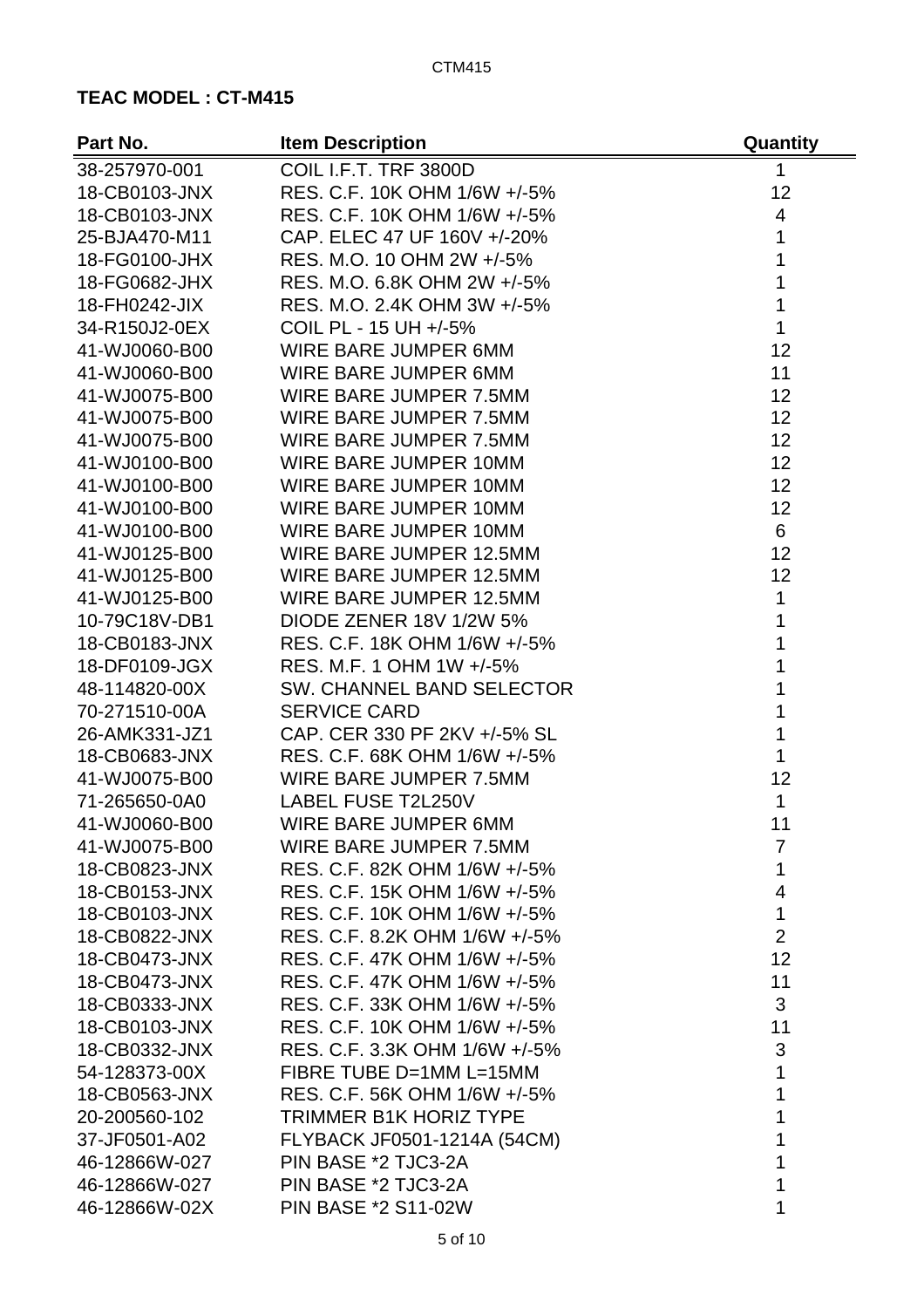**TEAC MODEL : CT-M415**

| Part No. | Item Description | Quantity |
|---|---|---|
| 38-257970-001 | COIL I.F.T. TRF 3800D | 1 |
| 18-CB0103-JNX | RES. C.F. 10K OHM 1/6W +/-5% | 12 |
| 18-CB0103-JNX | RES. C.F. 10K OHM 1/6W +/-5% | 4 |
| 25-BJA470-M11 | CAP. ELEC 47 UF 160V +/-20% | 1 |
| 18-FG0100-JHX | RES. M.O. 10 OHM 2W +/-5% | 1 |
| 18-FG0682-JHX | RES. M.O. 6.8K OHM 2W +/-5% | 1 |
| 18-FH0242-JIX | RES. M.O. 2.4K OHM 3W +/-5% | 1 |
| 34-R150J2-0EX | COIL PL - 15 UH +/-5% | 1 |
| 41-WJ0060-B00 | WIRE BARE JUMPER 6MM | 12 |
| 41-WJ0060-B00 | WIRE BARE JUMPER 6MM | 11 |
| 41-WJ0075-B00 | WIRE BARE JUMPER 7.5MM | 12 |
| 41-WJ0075-B00 | WIRE BARE JUMPER 7.5MM | 12 |
| 41-WJ0075-B00 | WIRE BARE JUMPER 7.5MM | 12 |
| 41-WJ0100-B00 | WIRE BARE JUMPER 10MM | 12 |
| 41-WJ0100-B00 | WIRE BARE JUMPER 10MM | 12 |
| 41-WJ0100-B00 | WIRE BARE JUMPER 10MM | 12 |
| 41-WJ0100-B00 | WIRE BARE JUMPER 10MM | 6 |
| 41-WJ0125-B00 | WIRE BARE JUMPER 12.5MM | 12 |
| 41-WJ0125-B00 | WIRE BARE JUMPER 12.5MM | 12 |
| 41-WJ0125-B00 | WIRE BARE JUMPER 12.5MM | 1 |
| 10-79C18V-DB1 | DIODE ZENER 18V 1/2W 5% | 1 |
| 18-CB0183-JNX | RES. C.F. 18K OHM 1/6W +/-5% | 1 |
| 18-DF0109-JGX | RES. M.F. 1 OHM 1W +/-5% | 1 |
| 48-114820-00X | SW. CHANNEL BAND SELECTOR | 1 |
| 70-271510-00A | SERVICE CARD | 1 |
| 26-AMK331-JZ1 | CAP. CER 330 PF 2KV +/-5% SL | 1 |
| 18-CB0683-JNX | RES. C.F. 68K OHM 1/6W +/-5% | 1 |
| 41-WJ0075-B00 | WIRE BARE JUMPER 7.5MM | 12 |
| 71-265650-0A0 | LABEL FUSE T2L250V | 1 |
| 41-WJ0060-B00 | WIRE BARE JUMPER 6MM | 11 |
| 41-WJ0075-B00 | WIRE BARE JUMPER 7.5MM | 7 |
| 18-CB0823-JNX | RES. C.F. 82K OHM 1/6W +/-5% | 1 |
| 18-CB0153-JNX | RES. C.F. 15K OHM 1/6W +/-5% | 4 |
| 18-CB0103-JNX | RES. C.F. 10K OHM 1/6W +/-5% | 1 |
| 18-CB0822-JNX | RES. C.F. 8.2K OHM 1/6W +/-5% | 2 |
| 18-CB0473-JNX | RES. C.F. 47K OHM 1/6W +/-5% | 12 |
| 18-CB0473-JNX | RES. C.F. 47K OHM 1/6W +/-5% | 11 |
| 18-CB0333-JNX | RES. C.F. 33K OHM 1/6W +/-5% | 3 |
| 18-CB0103-JNX | RES. C.F. 10K OHM 1/6W +/-5% | 11 |
| 18-CB0332-JNX | RES. C.F. 3.3K OHM 1/6W +/-5% | 3 |
| 54-128373-00X | FIBRE TUBE D=1MM L=15MM | 1 |
| 18-CB0563-JNX | RES. C.F. 56K OHM 1/6W +/-5% | 1 |
| 20-200560-102 | TRIMMER B1K HORIZ TYPE | 1 |
| 37-JF0501-A02 | FLYBACK JF0501-1214A (54CM) | 1 |
| 46-12866W-027 | PIN BASE *2 TJC3-2A | 1 |
| 46-12866W-027 | PIN BASE *2 TJC3-2A | 1 |
| 46-12866W-02X | PIN BASE *2 S11-02W | 1 |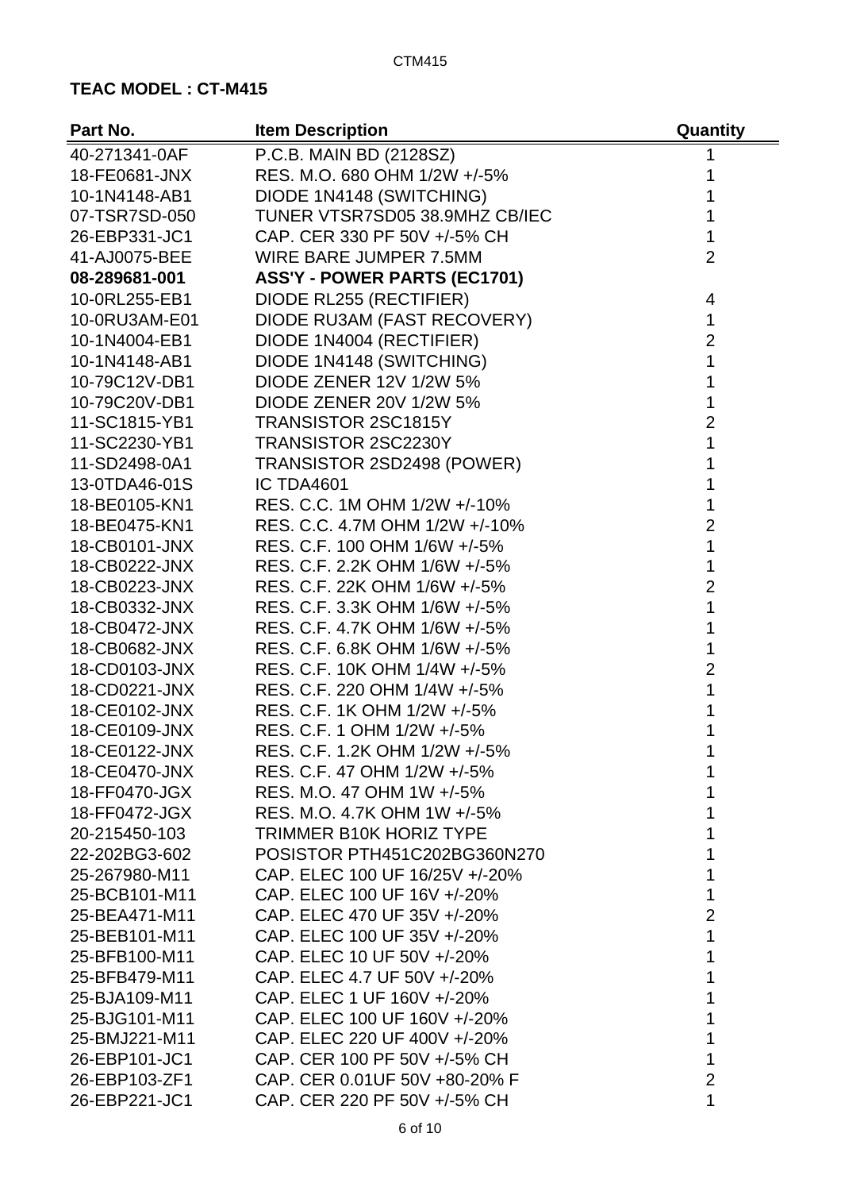**TEAC MODEL : CT-M415**

| Part No. | Item Description | Quantity |
|---|---|---|
| 40-271341-0AF | P.C.B. MAIN BD (2128SZ) | 1 |
| 18-FE0681-JNX | RES. M.O. 680 OHM 1/2W +/-5% | 1 |
| 10-1N4148-AB1 | DIODE 1N4148 (SWITCHING) | 1 |
| 07-TSR7SD-050 | TUNER VTSR7SD05 38.9MHZ CB/IEC | 1 |
| 26-EBP331-JC1 | CAP. CER 330 PF 50V +/-5% CH | 1 |
| 41-AJ0075-BEE | WIRE BARE JUMPER 7.5MM | 2 |
| **08-289681-001** | **ASS'Y - POWER PARTS (EC1701)** | |
| 10-0RL255-EB1 | DIODE RL255 (RECTIFIER) | 4 |
| 10-0RU3AM-E01 | DIODE RU3AM (FAST RECOVERY) | 1 |
| 10-1N4004-EB1 | DIODE 1N4004 (RECTIFIER) | 2 |
| 10-1N4148-AB1 | DIODE 1N4148 (SWITCHING) | 1 |
| 10-79C12V-DB1 | DIODE ZENER 12V 1/2W 5% | 1 |
| 10-79C20V-DB1 | DIODE ZENER 20V 1/2W 5% | 1 |
| 11-SC1815-YB1 | TRANSISTOR 2SC1815Y | 2 |
| 11-SC2230-YB1 | TRANSISTOR 2SC2230Y | 1 |
| 11-SD2498-0A1 | TRANSISTOR 2SD2498 (POWER) | 1 |
| 13-0TDA46-01S | IC TDA4601 | 1 |
| 18-BE0105-KN1 | RES. C.C. 1M OHM 1/2W +/-10% | 1 |
| 18-BE0475-KN1 | RES. C.C. 4.7M OHM 1/2W +/-10% | 2 |
| 18-CB0101-JNX | RES. C.F. 100 OHM 1/6W +/-5% | 1 |
| 18-CB0222-JNX | RES. C.F. 2.2K OHM 1/6W +/-5% | 1 |
| 18-CB0223-JNX | RES. C.F. 22K OHM 1/6W +/-5% | 2 |
| 18-CB0332-JNX | RES. C.F. 3.3K OHM 1/6W +/-5% | 1 |
| 18-CB0472-JNX | RES. C.F. 4.7K OHM 1/6W +/-5% | 1 |
| 18-CB0682-JNX | RES. C.F. 6.8K OHM 1/6W +/-5% | 1 |
| 18-CD0103-JNX | RES. C.F. 10K OHM 1/4W +/-5% | 2 |
| 18-CD0221-JNX | RES. C.F. 220 OHM 1/4W +/-5% | 1 |
| 18-CE0102-JNX | RES. C.F. 1K OHM 1/2W +/-5% | 1 |
| 18-CE0109-JNX | RES. C.F. 1 OHM 1/2W +/-5% | 1 |
| 18-CE0122-JNX | RES. C.F. 1.2K OHM 1/2W +/-5% | 1 |
| 18-CE0470-JNX | RES. C.F. 47 OHM 1/2W +/-5% | 1 |
| 18-FF0470-JGX | RES. M.O. 47 OHM 1W +/-5% | 1 |
| 18-FF0472-JGX | RES. M.O. 4.7K OHM 1W +/-5% | 1 |
| 20-215450-103 | TRIMMER B10K HORIZ TYPE | 1 |
| 22-202BG3-602 | POSISTOR PTH451C202BG360N270 | 1 |
| 25-267980-M11 | CAP. ELEC 100 UF 16/25V +/-20% | 1 |
| 25-BCB101-M11 | CAP. ELEC 100 UF 16V +/-20% | 1 |
| 25-BEA471-M11 | CAP. ELEC 470 UF 35V +/-20% | 2 |
| 25-BEB101-M11 | CAP. ELEC 100 UF 35V +/-20% | 1 |
| 25-BFB100-M11 | CAP. ELEC 10 UF 50V +/-20% | 1 |
| 25-BFB479-M11 | CAP. ELEC 4.7 UF 50V +/-20% | 1 |
| 25-BJA109-M11 | CAP. ELEC 1 UF 160V +/-20% | 1 |
| 25-BJG101-M11 | CAP. ELEC 100 UF 160V +/-20% | 1 |
| 25-BMJ221-M11 | CAP. ELEC 220 UF 400V +/-20% | 1 |
| 26-EBP101-JC1 | CAP. CER 100 PF 50V +/-5% CH | 1 |
| 26-EBP103-ZF1 | CAP. CER 0.01UF 50V +80-20% F | 2 |
| 26-EBP221-JC1 | CAP. CER 220 PF 50V +/-5% CH | 1 |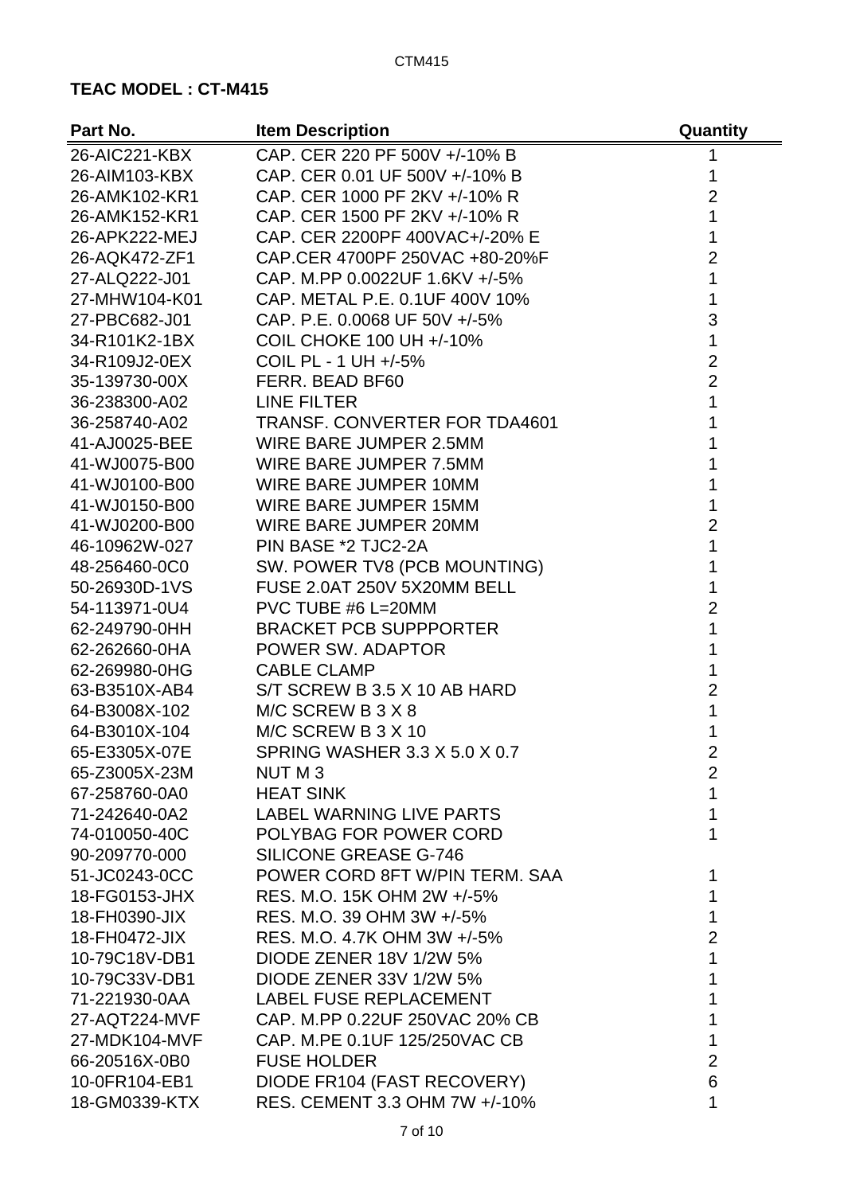**TEAC MODEL : CT-M415**

| Part No. | Item Description | Quantity |
|---|---|---|
| 26-AIC221-KBX | CAP. CER 220 PF 500V +/-10% B | 1 |
| 26-AIM103-KBX | CAP. CER 0.01 UF 500V +/-10% B | 1 |
| 26-AMK102-KR1 | CAP. CER 1000 PF 2KV +/-10% R | 2 |
| 26-AMK152-KR1 | CAP. CER 1500 PF 2KV +/-10% R | 1 |
| 26-APK222-MEJ | CAP. CER 2200PF 400VAC+/-20% E | 1 |
| 26-AQK472-ZF1 | CAP.CER 4700PF 250VAC +80-20%F | 2 |
| 27-ALQ222-J01 | CAP. M.PP 0.0022UF 1.6KV +/-5% | 1 |
| 27-MHW104-K01 | CAP. METAL P.E. 0.1UF 400V 10% | 1 |
| 27-PBC682-J01 | CAP. P.E. 0.0068 UF 50V +/-5% | 3 |
| 34-R101K2-1BX | COIL CHOKE 100 UH +/-10% | 1 |
| 34-R109J2-0EX | COIL PL - 1 UH +/-5% | 2 |
| 35-139730-00X | FERR. BEAD BF60 | 2 |
| 36-238300-A02 | LINE FILTER | 1 |
| 36-258740-A02 | TRANSF. CONVERTER FOR TDA4601 | 1 |
| 41-AJ0025-BEE | WIRE BARE JUMPER 2.5MM | 1 |
| 41-WJ0075-B00 | WIRE BARE JUMPER 7.5MM | 1 |
| 41-WJ0100-B00 | WIRE BARE JUMPER 10MM | 1 |
| 41-WJ0150-B00 | WIRE BARE JUMPER 15MM | 1 |
| 41-WJ0200-B00 | WIRE BARE JUMPER 20MM | 2 |
| 46-10962W-027 | PIN BASE *2 TJC2-2A | 1 |
| 48-256460-0C0 | SW. POWER TV8 (PCB MOUNTING) | 1 |
| 50-26930D-1VS | FUSE 2.0AT 250V 5X20MM BELL | 1 |
| 54-113971-0U4 | PVC TUBE #6 L=20MM | 2 |
| 62-249790-0HH | BRACKET PCB SUPPPORTER | 1 |
| 62-262660-0HA | POWER SW. ADAPTOR | 1 |
| 62-269980-0HG | CABLE CLAMP | 1 |
| 63-B3510X-AB4 | S/T SCREW B 3.5 X 10 AB HARD | 2 |
| 64-B3008X-102 | M/C SCREW B 3 X 8 | 1 |
| 64-B3010X-104 | M/C SCREW B 3 X 10 | 1 |
| 65-E3305X-07E | SPRING WASHER 3.3 X 5.0 X 0.7 | 2 |
| 65-Z3005X-23M | NUT M 3 | 2 |
| 67-258760-0A0 | HEAT SINK | 1 |
| 71-242640-0A2 | LABEL WARNING LIVE PARTS | 1 |
| 74-010050-40C | POLYBAG FOR POWER CORD | 1 |
| 90-209770-000 | SILICONE GREASE G-746 | |
| 51-JC0243-0CC | POWER CORD 8FT W/PIN TERM. SAA | 1 |
| 18-FG0153-JHX | RES. M.O. 15K OHM 2W +/-5% | 1 |
| 18-FH0390-JIX | RES. M.O. 39 OHM 3W +/-5% | 1 |
| 18-FH0472-JIX | RES. M.O. 4.7K OHM 3W +/-5% | 2 |
| 10-79C18V-DB1 | DIODE ZENER 18V 1/2W 5% | 1 |
| 10-79C33V-DB1 | DIODE ZENER 33V 1/2W 5% | 1 |
| 71-221930-0AA | LABEL FUSE REPLACEMENT | 1 |
| 27-AQT224-MVF | CAP. M.PP 0.22UF 250VAC 20% CB | 1 |
| 27-MDK104-MVF | CAP. M.PE 0.1UF 125/250VAC CB | 1 |
| 66-20516X-0B0 | FUSE HOLDER | 2 |
| 10-0FR104-EB1 | DIODE FR104 (FAST RECOVERY) | 6 |
| 18-GM0339-KTX | RES. CEMENT 3.3 OHM 7W +/-10% | 1 |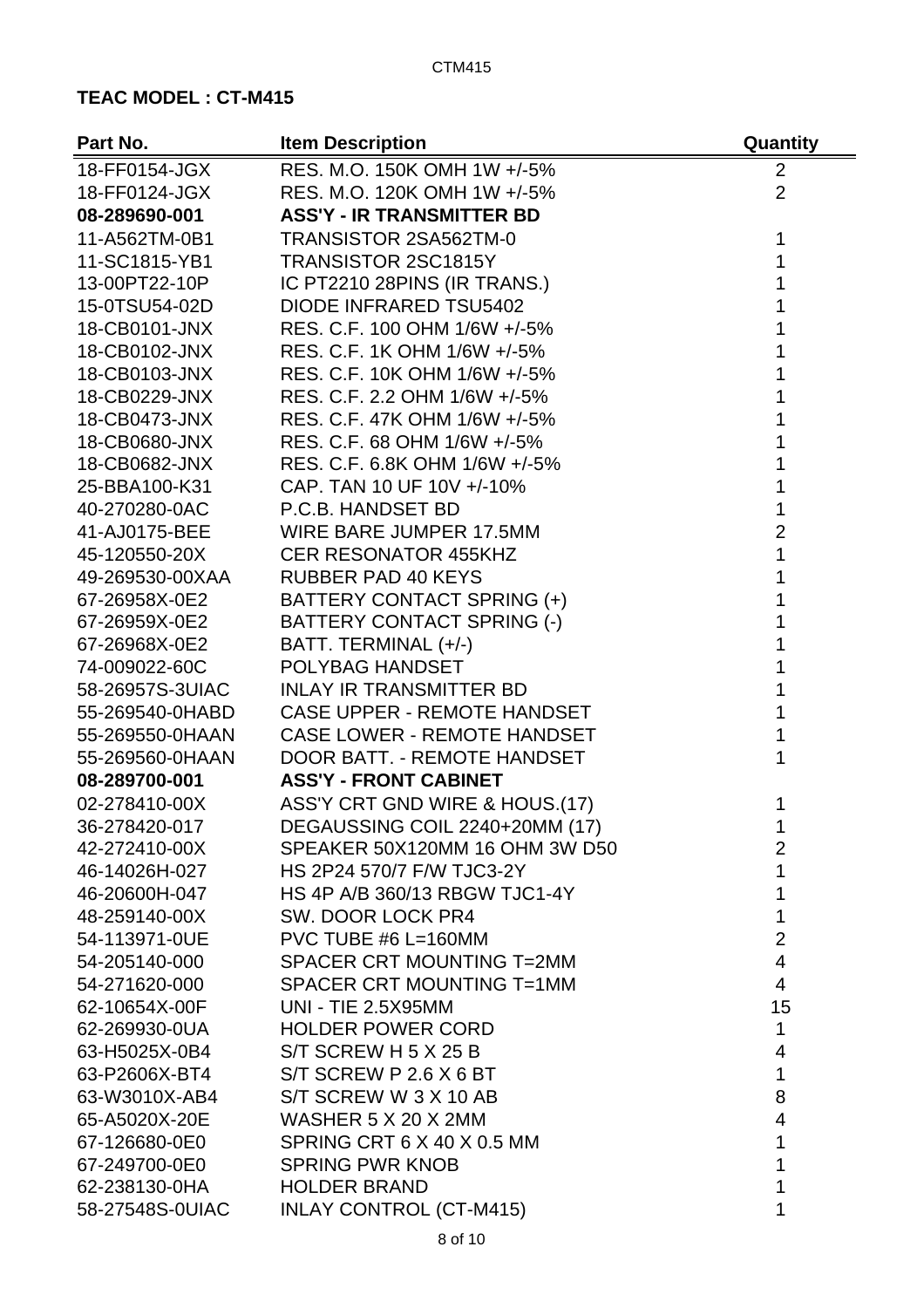**TEAC MODEL : CT-M415**

| Part No. | Item Description | Quantity |
|---|---|---|
| 18-FF0154-JGX | RES. M.O. 150K OMH 1W +/-5% | 2 |
| 18-FF0124-JGX | RES. M.O. 120K OMH 1W +/-5% | 2 |
| **08-289690-001** | **ASS'Y - IR TRANSMITTER BD** | |
| 11-A562TM-0B1 | TRANSISTOR 2SA562TM-0 | 1 |
| 11-SC1815-YB1 | TRANSISTOR 2SC1815Y | 1 |
| 13-00PT22-10P | IC PT2210 28PINS (IR TRANS.) | 1 |
| 15-0TSU54-02D | DIODE INFRARED TSU5402 | 1 |
| 18-CB0101-JNX | RES. C.F. 100 OHM 1/6W +/-5% | 1 |
| 18-CB0102-JNX | RES. C.F. 1K OHM 1/6W +/-5% | 1 |
| 18-CB0103-JNX | RES. C.F. 10K OHM 1/6W +/-5% | 1 |
| 18-CB0229-JNX | RES. C.F. 2.2 OHM 1/6W +/-5% | 1 |
| 18-CB0473-JNX | RES. C.F. 47K OHM 1/6W +/-5% | 1 |
| 18-CB0680-JNX | RES. C.F. 68 OHM 1/6W +/-5% | 1 |
| 18-CB0682-JNX | RES. C.F. 6.8K OHM 1/6W +/-5% | 1 |
| 25-BBA100-K31 | CAP. TAN 10 UF 10V +/-10% | 1 |
| 40-270280-0AC | P.C.B. HANDSET BD | 1 |
| 41-AJ0175-BEE | WIRE BARE JUMPER 17.5MM | 2 |
| 45-120550-20X | CER RESONATOR 455KHZ | 1 |
| 49-269530-00XAA | RUBBER PAD 40 KEYS | 1 |
| 67-26958X-0E2 | BATTERY CONTACT SPRING (+) | 1 |
| 67-26959X-0E2 | BATTERY CONTACT SPRING (-) | 1 |
| 67-26968X-0E2 | BATT. TERMINAL (+/-) | 1 |
| 74-009022-60C | POLYBAG HANDSET | 1 |
| 58-26957S-3UIAC | INLAY IR TRANSMITTER BD | 1 |
| 55-269540-0HABD | CASE UPPER - REMOTE HANDSET | 1 |
| 55-269550-0HAAN | CASE LOWER - REMOTE HANDSET | 1 |
| 55-269560-0HAAN | DOOR BATT. - REMOTE HANDSET | 1 |
| **08-289700-001** | **ASS'Y - FRONT CABINET** | |
| 02-278410-00X | ASS'Y CRT GND WIRE & HOUS.(17) | 1 |
| 36-278420-017 | DEGAUSSING COIL 2240+20MM (17) | 1 |
| 42-272410-00X | SPEAKER 50X120MM 16 OHM 3W D50 | 2 |
| 46-14026H-027 | HS 2P24 570/7 F/W TJC3-2Y | 1 |
| 46-20600H-047 | HS 4P A/B 360/13 RBGW TJC1-4Y | 1 |
| 48-259140-00X | SW. DOOR LOCK PR4 | 1 |
| 54-113971-0UE | PVC TUBE #6 L=160MM | 2 |
| 54-205140-000 | SPACER CRT MOUNTING T=2MM | 4 |
| 54-271620-000 | SPACER CRT MOUNTING T=1MM | 4 |
| 62-10654X-00F | UNI - TIE 2.5X95MM | 15 |
| 62-269930-0UA | HOLDER POWER CORD | 1 |
| 63-H5025X-0B4 | S/T SCREW H 5 X 25 B | 4 |
| 63-P2606X-BT4 | S/T SCREW P 2.6 X 6 BT | 1 |
| 63-W3010X-AB4 | S/T SCREW W 3 X 10 AB | 8 |
| 65-A5020X-20E | WASHER 5 X 20 X 2MM | 4 |
| 67-126680-0E0 | SPRING CRT 6 X 40 X 0.5 MM | 1 |
| 67-249700-0E0 | SPRING PWR KNOB | 1 |
| 62-238130-0HA | HOLDER BRAND | 1 |
| 58-27548S-0UIAC | INLAY CONTROL (CT-M415) | 1 |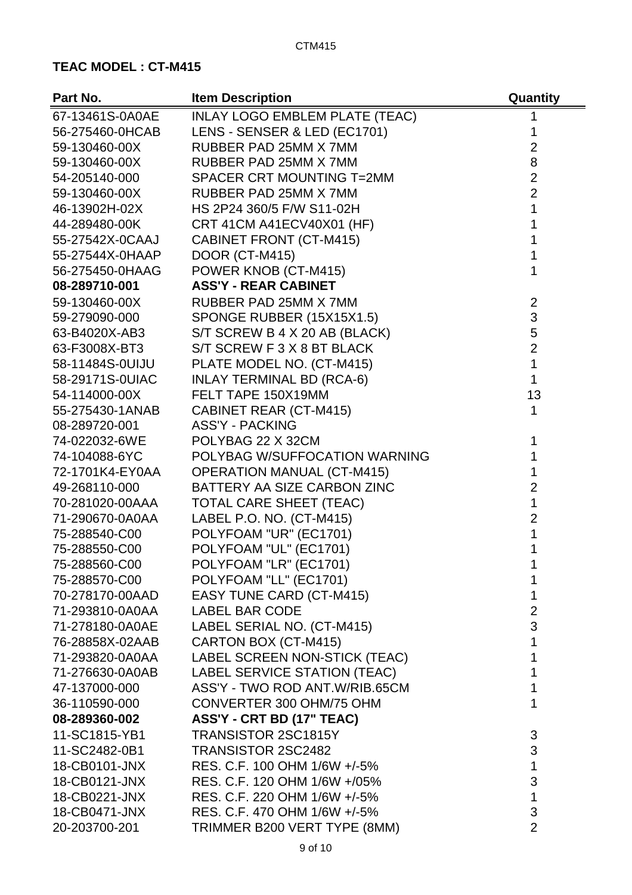**TEAC MODEL : CT-M415**

| Part No. | Item Description | Quantity |
|---|---|---|
| 67-13461S-0A0AE | INLAY LOGO EMBLEM PLATE (TEAC) | 1 |
| 56-275460-0HCAB | LENS - SENSER & LED (EC1701) | 1 |
| 59-130460-00X | RUBBER PAD 25MM X 7MM | 2 |
| 59-130460-00X | RUBBER PAD 25MM X 7MM | 8 |
| 54-205140-000 | SPACER CRT MOUNTING T=2MM | 2 |
| 59-130460-00X | RUBBER PAD 25MM X 7MM | 2 |
| 46-13902H-02X | HS 2P24 360/5 F/W S11-02H | 1 |
| 44-289480-00K | CRT 41CM A41ECV40X01 (HF) | 1 |
| 55-27542X-0CAAJ | CABINET FRONT (CT-M415) | 1 |
| 55-27544X-0HAAP | DOOR (CT-M415) | 1 |
| 56-275450-0HAAG | POWER KNOB (CT-M415) | 1 |
| **08-289710-001** | **ASS'Y - REAR CABINET** | |
| 59-130460-00X | RUBBER PAD 25MM X 7MM | 2 |
| 59-279090-000 | SPONGE RUBBER (15X15X1.5) | 3 |
| 63-B4020X-AB3 | S/T SCREW B 4 X 20 AB (BLACK) | 5 |
| 63-F3008X-BT3 | S/T SCREW F 3 X 8 BT BLACK | 2 |
| 58-11484S-0UIJU | PLATE MODEL NO. (CT-M415) | 1 |
| 58-29171S-0UIAC | INLAY TERMINAL BD (RCA-6) | 1 |
| 54-114000-00X | FELT TAPE 150X19MM | 13 |
| 55-275430-1ANAB | CABINET REAR (CT-M415) | 1 |
| 08-289720-001 | ASS'Y - PACKING | |
| 74-022032-6WE | POLYBAG 22 X 32CM | 1 |
| 74-104088-6YC | POLYBAG W/SUFFOCATION WARNING | 1 |
| 72-1701K4-EY0AA | OPERATION MANUAL (CT-M415) | 1 |
| 49-268110-000 | BATTERY AA SIZE CARBON ZINC | 2 |
| 70-281020-00AAA | TOTAL CARE SHEET (TEAC) | 1 |
| 71-290670-0A0AA | LABEL P.O. NO. (CT-M415) | 2 |
| 75-288540-C00 | POLYFOAM "UR" (EC1701) | 1 |
| 75-288550-C00 | POLYFOAM "UL" (EC1701) | 1 |
| 75-288560-C00 | POLYFOAM "LR" (EC1701) | 1 |
| 75-288570-C00 | POLYFOAM "LL" (EC1701) | 1 |
| 70-278170-00AAD | EASY TUNE CARD (CT-M415) | 1 |
| 71-293810-0A0AA | LABEL BAR CODE | 2 |
| 71-278180-0A0AE | LABEL SERIAL NO. (CT-M415) | 3 |
| 76-28858X-02AAB | CARTON BOX (CT-M415) | 1 |
| 71-293820-0A0AA | LABEL SCREEN NON-STICK (TEAC) | 1 |
| 71-276630-0A0AB | LABEL SERVICE STATION (TEAC) | 1 |
| 47-137000-000 | ASS'Y - TWO ROD ANT.W/RIB.65CM | 1 |
| 36-110590-000 | CONVERTER 300 OHM/75 OHM | 1 |
| **08-289360-002** | **ASS'Y - CRT BD (17" TEAC)** | |
| 11-SC1815-YB1 | TRANSISTOR 2SC1815Y | 3 |
| 11-SC2482-0B1 | TRANSISTOR 2SC2482 | 3 |
| 18-CB0101-JNX | RES. C.F. 100 OHM 1/6W +/-5% | 1 |
| 18-CB0121-JNX | RES. C.F. 120 OHM 1/6W +/05% | 3 |
| 18-CB0221-JNX | RES. C.F. 220 OHM 1/6W +/-5% | 1 |
| 18-CB0471-JNX | RES. C.F. 470 OHM 1/6W +/-5% | 3 |
| 20-203700-201 | TRIMMER B200 VERT TYPE (8MM) | 2 |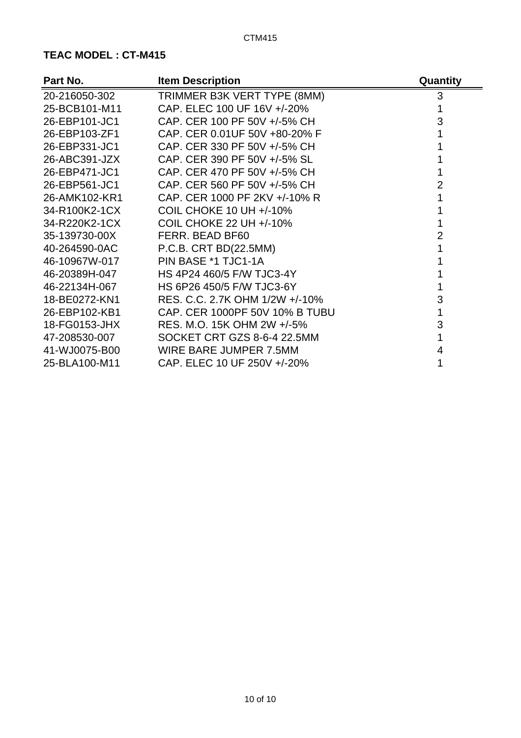**TEAC MODEL : CT-M415**

| Part No. | Item Description | Quantity |
|---|---|---|
| 20-216050-302 | TRIMMER B3K VERT TYPE (8MM) | 3 |
| 25-BCB101-M11 | CAP. ELEC 100 UF 16V +/-20% | 1 |
| 26-EBP101-JC1 | CAP. CER 100 PF 50V +/-5% CH | 3 |
| 26-EBP103-ZF1 | CAP. CER 0.01UF 50V +80-20% F | 1 |
| 26-EBP331-JC1 | CAP. CER 330 PF 50V +/-5% CH | 1 |
| 26-ABC391-JZX | CAP. CER 390 PF 50V +/-5% SL | 1 |
| 26-EBP471-JC1 | CAP. CER 470 PF 50V +/-5% CH | 1 |
| 26-EBP561-JC1 | CAP. CER 560 PF 50V +/-5% CH | 2 |
| 26-AMK102-KR1 | CAP. CER 1000 PF 2KV +/-10% R | 1 |
| 34-R100K2-1CX | COIL CHOKE 10 UH +/-10% | 1 |
| 34-R220K2-1CX | COIL CHOKE 22 UH +/-10% | 1 |
| 35-139730-00X | FERR. BEAD BF60 | 2 |
| 40-264590-0AC | P.C.B. CRT BD(22.5MM) | 1 |
| 46-10967W-017 | PIN BASE *1 TJC1-1A | 1 |
| 46-20389H-047 | HS 4P24 460/5 F/W TJC3-4Y | 1 |
| 46-22134H-067 | HS 6P26 450/5 F/W TJC3-6Y | 1 |
| 18-BE0272-KN1 | RES. C.C. 2.7K OHM 1/2W +/-10% | 3 |
| 26-EBP102-KB1 | CAP. CER 1000PF 50V 10% B TUBU | 1 |
| 18-FG0153-JHX | RES. M.O. 15K OHM 2W +/-5% | 3 |
| 47-208530-007 | SOCKET CRT GZS 8-6-4 22.5MM | 1 |
| 41-WJ0075-B00 | WIRE BARE JUMPER 7.5MM | 4 |
| 25-BLA100-M11 | CAP. ELEC 10 UF 250V +/-20% | 1 |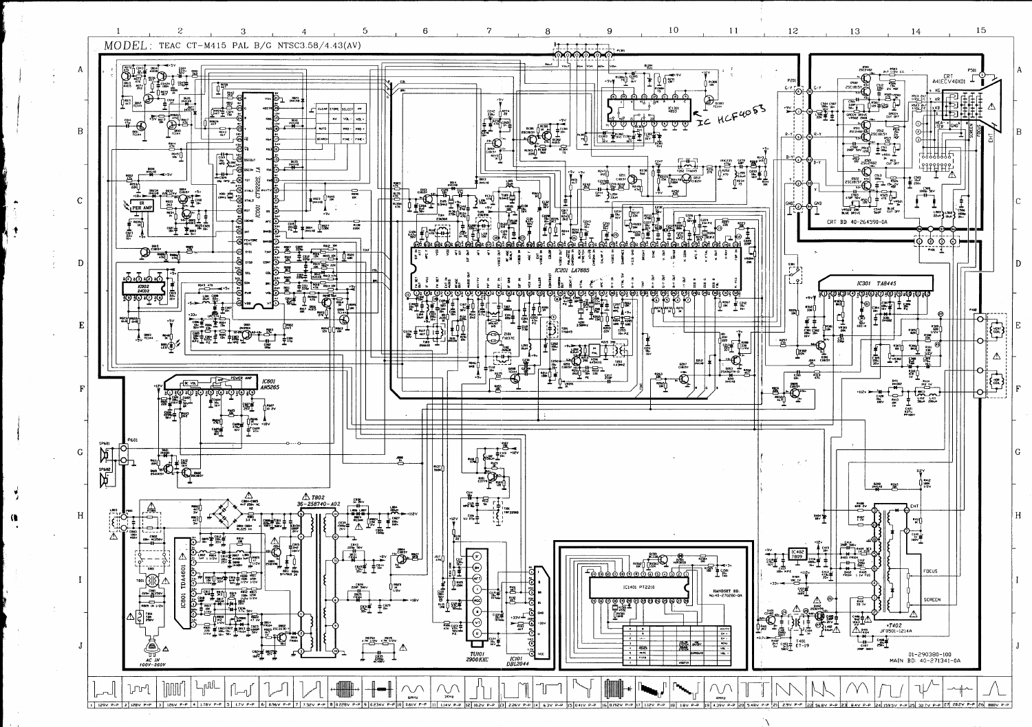MODEL: TEAC CT-M415 PAL B/G NTSC3.58/4.43(AV)

IC HCF4053

CRT BD 40-264590-0A

HANDSET BD. No.40-270280-0A

01-290380-100
MAIN BD: 40-271341-0A

1 129V P-P
2 128V P-P
3 126V P-P
4 1.78V P-P
5 1.7V P-P
6 0.96V P-P
7 7.52V P-P
8 0.228V P-P
9 0.234V P-P
10 0.61V P-P
11 1.14V P-P
12 10.2V P-P
13 2.26V P-P
14 5.3V P-P
15 0.41V P-P
16 0.192V P-P
17 1.12V P-P
18 1.8V P-P
19 4.39V P-P
20 5.48V P-P
21 29V P-P
22 56.8V P-P
23 84V P-P
24 1593V P-P
25 32.7V P-P
27 28.4V P-P
28 880V P-P